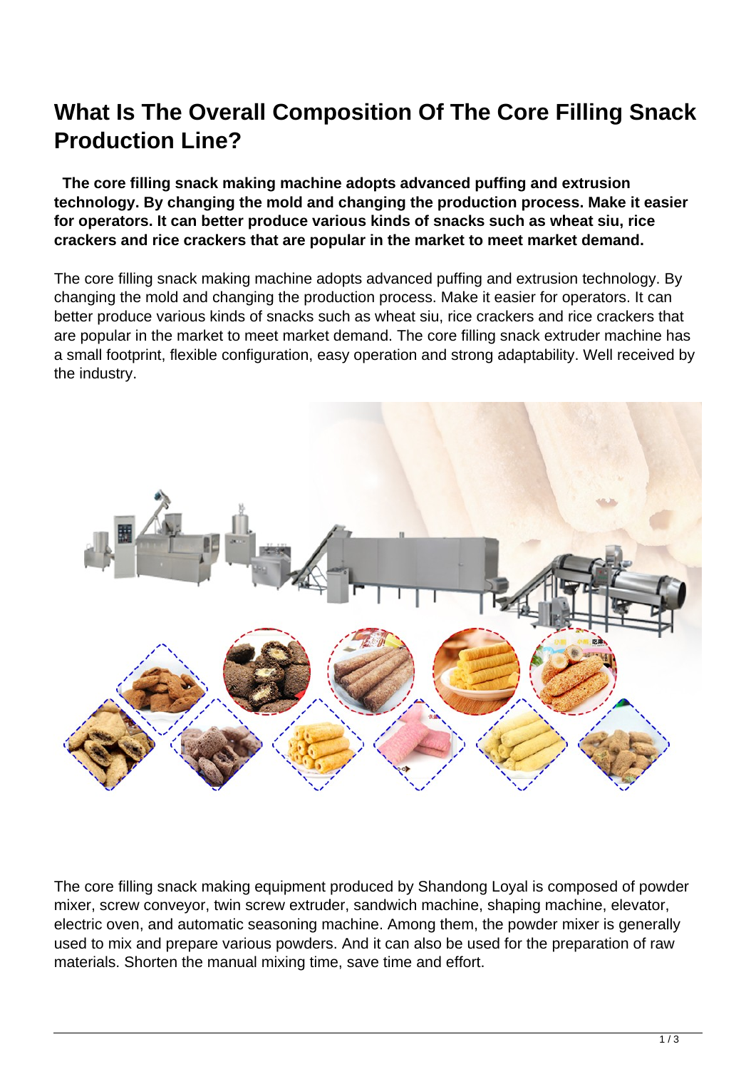# What Is The Overall Composition Of The Core Filling Snack Production Line?

**The core filling snack making machine adopts advanced puffing and extrusion technology. By changing the mold and changing the production process. Make it easier for operators. It can better produce various kinds of snacks such as wheat siu, rice crackers and rice crackers that are popular in the market to meet market demand.**

The core filling snack making machine adopts advanced puffing and extrusion technology. By changing the mold and changing the production process. Make it easier for operators. It can better produce various kinds of snacks such as wheat siu, rice crackers and rice crackers that are popular in the market to meet market demand. The core filling snack extruder machine has a small footprint, flexible configuration, easy operation and strong adaptability. Well received by the industry.

The core filling snack making equipment produced by Shandong Loyal is composed of powder mixer, screw conveyor, twin screw extruder, sandwich machine, shaping machine, elevator, electric oven, and automatic seasoning machine. Among them, the powder mixer is generally used to mix and prepare various powders. And it can also be used for the preparation of raw materials. Shorten the manual mixing time, save time and effort.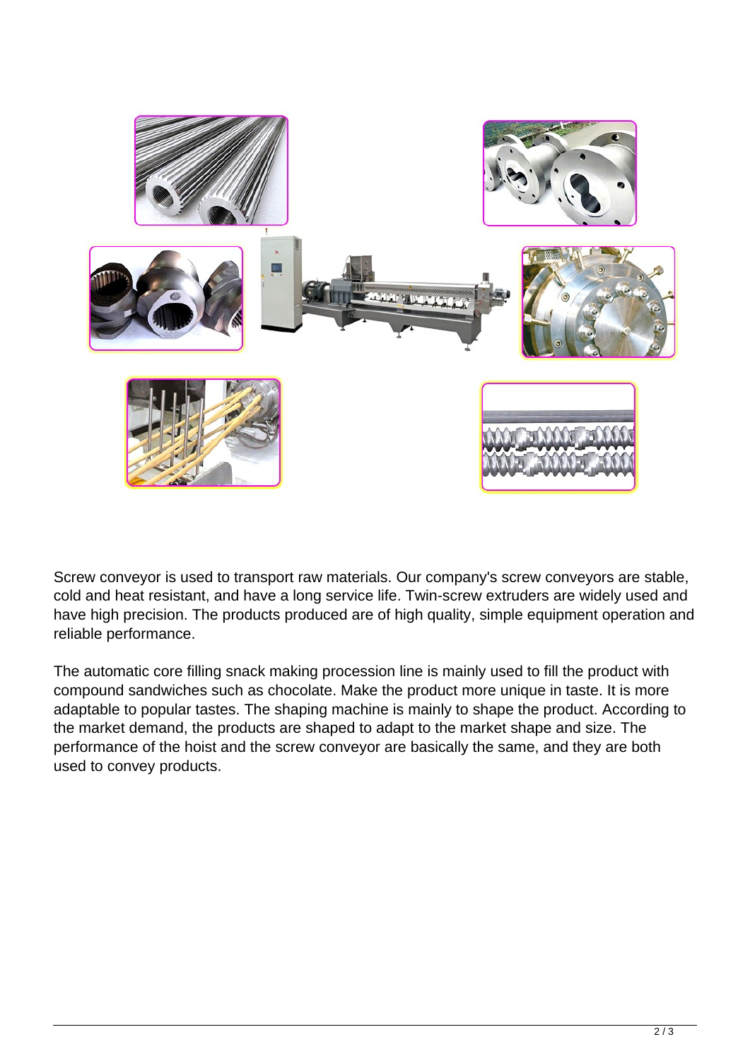Screw conveyor is used to transport raw materials. Our company's screw conveyors are stable, cold and heat resistant, and have a long service life. Twin-screw extruders are widely used and have high precision. The products produced are of high quality, simple equipment operation and reliable performance.

The automatic core filling snack making procession line is mainly used to fill the product with compound sandwiches such as chocolate. Make the product more unique in taste. It is more adaptable to popular tastes. The shaping machine is mainly to shape the product. According to the market demand, the products are shaped to adapt to the market shape and size. The performance of the hoist and the screw conveyor are basically the same, and they are both used to convey products.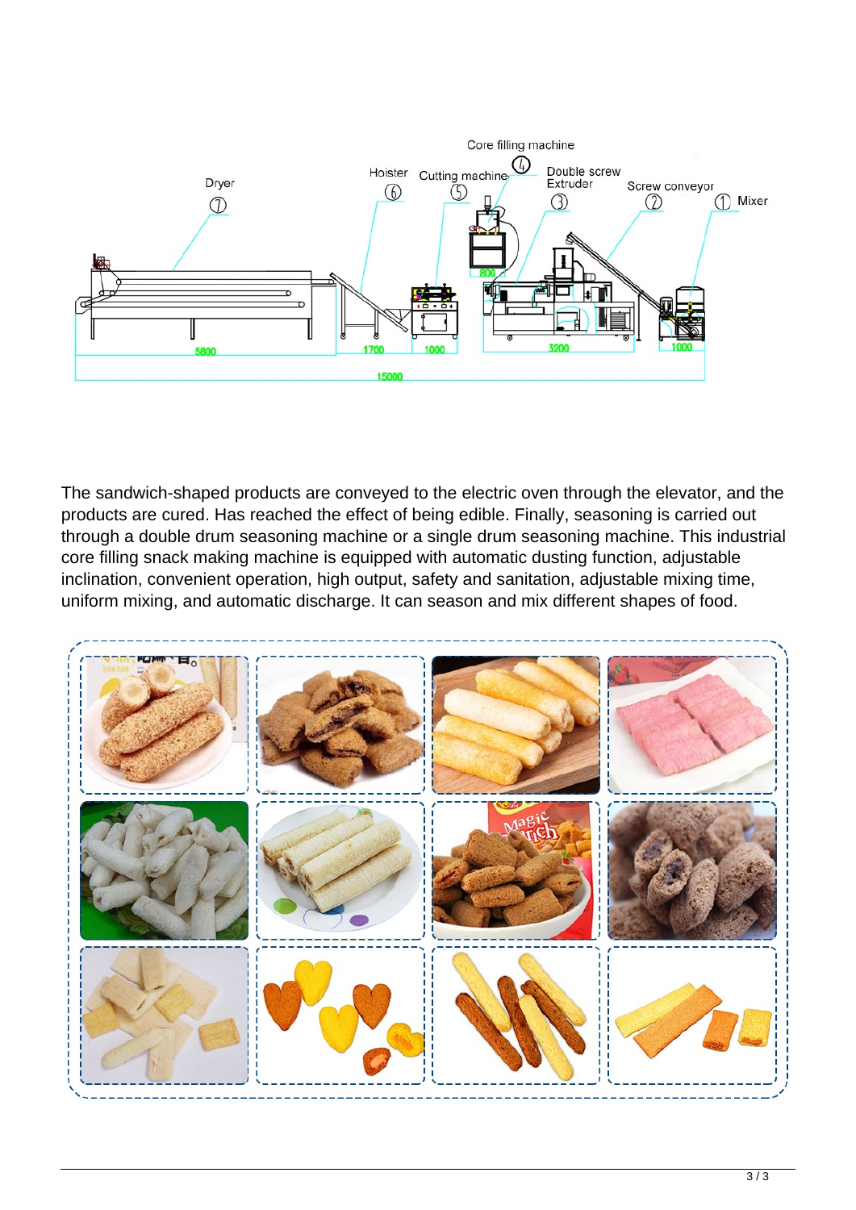Core filling machine
④
Dryer
⑦
Hoister
⑥
Cutting machine
⑤
Double screw Extruder
③
Screw conveyor
②
① Mixer
800
5800
1700
1000
3200
1000
15000

The sandwich-shaped products are conveyed to the electric oven through the elevator, and the products are cured. Has reached the effect of being edible. Finally, seasoning is carried out through a double drum seasoning machine or a single drum seasoning machine. This industrial core filling snack making machine is equipped with automatic dusting function, adjustable inclination, convenient operation, high output, safety and sanitation, adjustable mixing time, uniform mixing, and automatic discharge. It can season and mix different shapes of food.